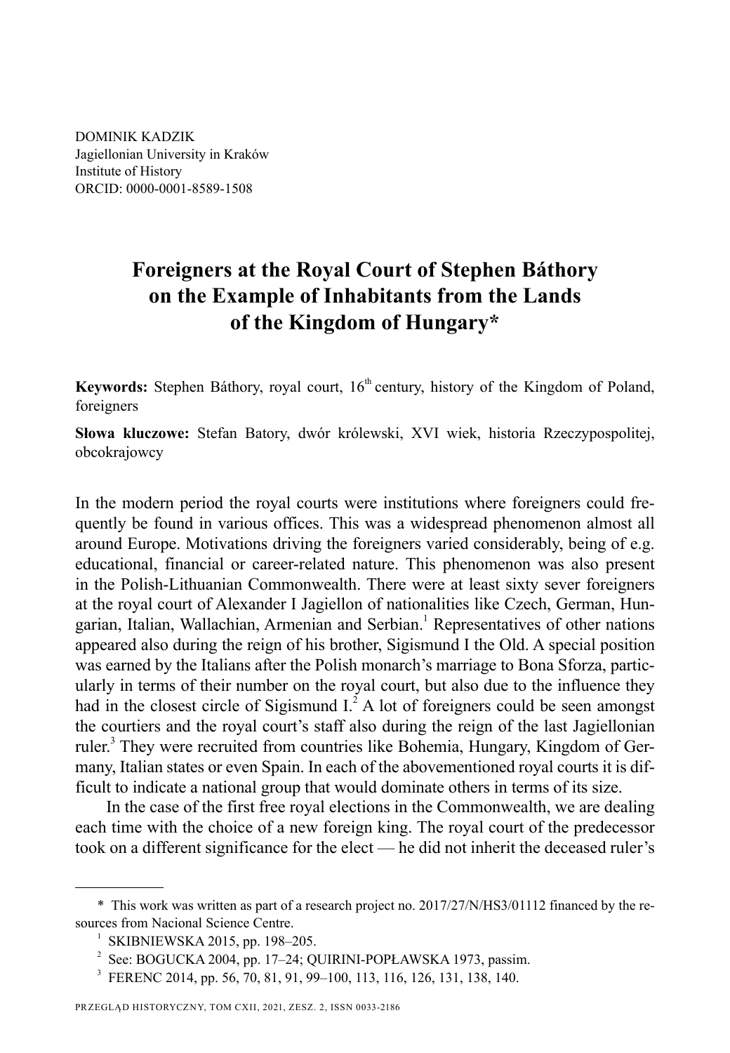DOMINIK KADZIK
Jagiellonian University in Kraków
Institute of History
ORCID: 0000-0001-8589-1508

# Foreigners at the Royal Court of Stephen Báthory on the Example of Inhabitants from the Lands of the Kingdom of Hungary*

**Keywords:** Stephen Báthory, royal court, 16th century, history of the Kingdom of Poland, foreigners

**Słowa kluczowe:** Stefan Batory, dwór królewski, XVI wiek, historia Rzeczypospolitej, obcokrajowcy

In the modern period the royal courts were institutions where foreigners could frequently be found in various offices. This was a widespread phenomenon almost all around Europe. Motivations driving the foreigners varied considerably, being of e.g. educational, financial or career-related nature. This phenomenon was also present in the Polish-Lithuanian Commonwealth. There were at least sixty sever foreigners at the royal court of Alexander I Jagiellon of nationalities like Czech, German, Hungarian, Italian, Wallachian, Armenian and Serbian.[1] Representatives of other nations appeared also during the reign of his brother, Sigismund I the Old. A special position was earned by the Italians after the Polish monarch's marriage to Bona Sforza, particularly in terms of their number on the royal court, but also due to the influence they had in the closest circle of Sigismund I.[2] A lot of foreigners could be seen amongst the courtiers and the royal court's staff also during the reign of the last Jagiellonian ruler.[3] They were recruited from countries like Bohemia, Hungary, Kingdom of Germany, Italian states or even Spain. In each of the abovementioned royal courts it is difficult to indicate a national group that would dominate others in terms of its size.

In the case of the first free royal elections in the Commonwealth, we are dealing each time with the choice of a new foreign king. The royal court of the predecessor took on a different significance for the elect — he did not inherit the deceased ruler's

---

\* This work was written as part of a research project no. 2017/27/N/HS3/01112 financed by the resources from Nacional Science Centre.

[1] SKIBNIEWSKA 2015, pp. 198–205.

[2] See: BOGUCKA 2004, pp. 17–24; QUIRINI-POPŁAWSKA 1973, passim.

[3] FERENC 2014, pp. 56, 70, 81, 91, 99–100, 113, 116, 126, 131, 138, 140.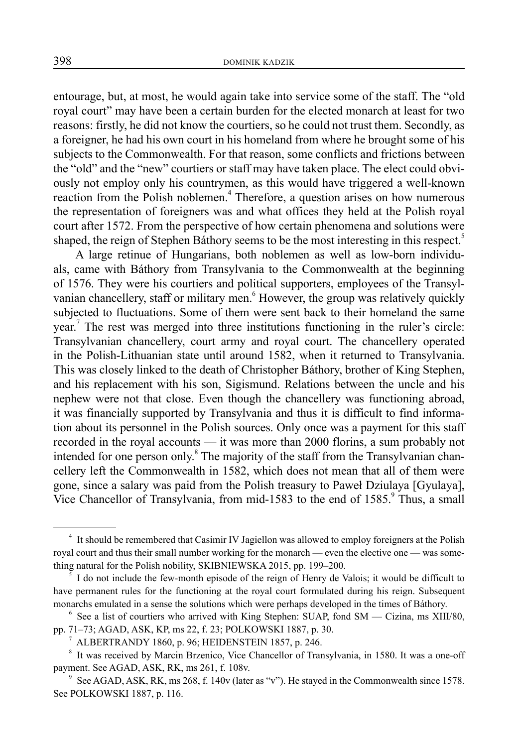entourage, but, at most, he would again take into service some of the staff. The "old royal court" may have been a certain burden for the elected monarch at least for two reasons: firstly, he did not know the courtiers, so he could not trust them. Secondly, as a foreigner, he had his own court in his homeland from where he brought some of his subjects to the Commonwealth. For that reason, some conflicts and frictions between the "old" and the "new" courtiers or staff may have taken place. The elect could obviously not employ only his countrymen, as this would have triggered a well-known reaction from the Polish noblemen.[4] Therefore, a question arises on how numerous the representation of foreigners was and what offices they held at the Polish royal court after 1572. From the perspective of how certain phenomena and solutions were shaped, the reign of Stephen Báthory seems to be the most interesting in this respect.[5]

A large retinue of Hungarians, both noblemen as well as low-born individuals, came with Báthory from Transylvania to the Commonwealth at the beginning of 1576. They were his courtiers and political supporters, employees of the Transylvanian chancellery, staff or military men.[6] However, the group was relatively quickly subjected to fluctuations. Some of them were sent back to their homeland the same year.[7] The rest was merged into three institutions functioning in the ruler's circle: Transylvanian chancellery, court army and royal court. The chancellery operated in the Polish-Lithuanian state until around 1582, when it returned to Transylvania. This was closely linked to the death of Christopher Báthory, brother of King Stephen, and his replacement with his son, Sigismund. Relations between the uncle and his nephew were not that close. Even though the chancellery was functioning abroad, it was financially supported by Transylvania and thus it is difficult to find information about its personnel in the Polish sources. Only once was a payment for this staff recorded in the royal accounts — it was more than 2000 florins, a sum probably not intended for one person only.[8] The majority of the staff from the Transylvanian chancellery left the Commonwealth in 1582, which does not mean that all of them were gone, since a salary was paid from the Polish treasury to Paweł Dziulaya [Gyulaya], Vice Chancellor of Transylvania, from mid-1583 to the end of 1585.[9] Thus, a small

---

[4] It should be remembered that Casimir IV Jagiellon was allowed to employ foreigners at the Polish royal court and thus their small number working for the monarch — even the elective one — was something natural for the Polish nobility, SKIBNIEWSKA 2015, pp. 199–200.

[5] I do not include the few-month episode of the reign of Henry de Valois; it would be difficult to have permanent rules for the functioning at the royal court formulated during his reign. Subsequent monarchs emulated in a sense the solutions which were perhaps developed in the times of Báthory.

[6] See a list of courtiers who arrived with King Stephen: SUAP, fond SM — Cizina, ms XIII/80, pp. 71–73; AGAD, ASK, KP, ms 22, f. 23; POLKOWSKI 1887, p. 30.

[7] ALBERTRANDY 1860, p. 96; HEIDENSTEIN 1857, p. 246.

[8] It was received by Marcin Brzenico, Vice Chancellor of Transylvania, in 1580. It was a one-off payment. See AGAD, ASK, RK, ms 261, f. 108v.

[9] See AGAD, ASK, RK, ms 268, f. 140v (later as "v"). He stayed in the Commonwealth since 1578. See POLKOWSKI 1887, p. 116.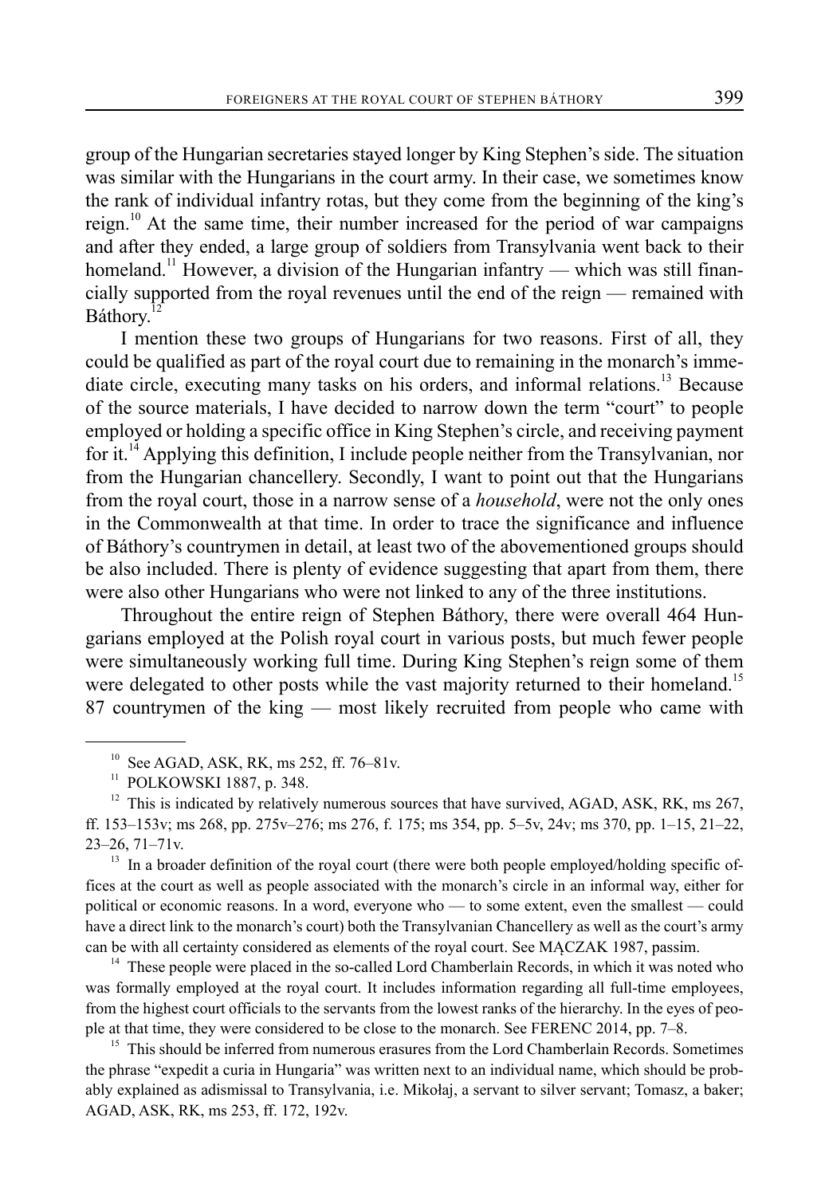group of the Hungarian secretaries stayed longer by King Stephen's side. The situation was similar with the Hungarians in the court army. In their case, we sometimes know the rank of individual infantry rotas, but they come from the beginning of the king's reign.[10] At the same time, their number increased for the period of war campaigns and after they ended, a large group of soldiers from Transylvania went back to their homeland.[11] However, a division of the Hungarian infantry — which was still financially supported from the royal revenues until the end of the reign — remained with Báthory.[12]

I mention these two groups of Hungarians for two reasons. First of all, they could be qualified as part of the royal court due to remaining in the monarch's immediate circle, executing many tasks on his orders, and informal relations.[13] Because of the source materials, I have decided to narrow down the term "court" to people employed or holding a specific office in King Stephen's circle, and receiving payment for it.[14] Applying this definition, I include people neither from the Transylvanian, nor from the Hungarian chancellery. Secondly, I want to point out that the Hungarians from the royal court, those in a narrow sense of a *household*, were not the only ones in the Commonwealth at that time. In order to trace the significance and influence of Báthory's countrymen in detail, at least two of the abovementioned groups should be also included. There is plenty of evidence suggesting that apart from them, there were also other Hungarians who were not linked to any of the three institutions.

Throughout the entire reign of Stephen Báthory, there were overall 464 Hungarians employed at the Polish royal court in various posts, but much fewer people were simultaneously working full time. During King Stephen's reign some of them were delegated to other posts while the vast majority returned to their homeland.[15] 87 countrymen of the king — most likely recruited from people who came with

---

[10] See AGAD, ASK, RK, ms 252, ff. 76–81v.

[11] POLKOWSKI 1887, p. 348.

[12] This is indicated by relatively numerous sources that have survived, AGAD, ASK, RK, ms 267, ff. 153–153v; ms 268, pp. 275v–276; ms 276, f. 175; ms 354, pp. 5–5v, 24v; ms 370, pp. 1–15, 21–22, 23–26, 71–71v.

[13] In a broader definition of the royal court (there were both people employed/holding specific offices at the court as well as people associated with the monarch's circle in an informal way, either for political or economic reasons. In a word, everyone who — to some extent, even the smallest — could have a direct link to the monarch's court) both the Transylvanian Chancellery as well as the court's army can be with all certainty considered as elements of the royal court. See MĄCZAK 1987, passim.

[14] These people were placed in the so-called Lord Chamberlain Records, in which it was noted who was formally employed at the royal court. It includes information regarding all full-time employees, from the highest court officials to the servants from the lowest ranks of the hierarchy. In the eyes of people at that time, they were considered to be close to the monarch. See FERENC 2014, pp. 7–8.

[15] This should be inferred from numerous erasures from the Lord Chamberlain Records. Sometimes the phrase "expedit a curia in Hungaria" was written next to an individual name, which should be probably explained as adismissal to Transylvania, i.e. Mikołaj, a servant to silver servant; Tomasz, a baker; AGAD, ASK, RK, ms 253, ff. 172, 192v.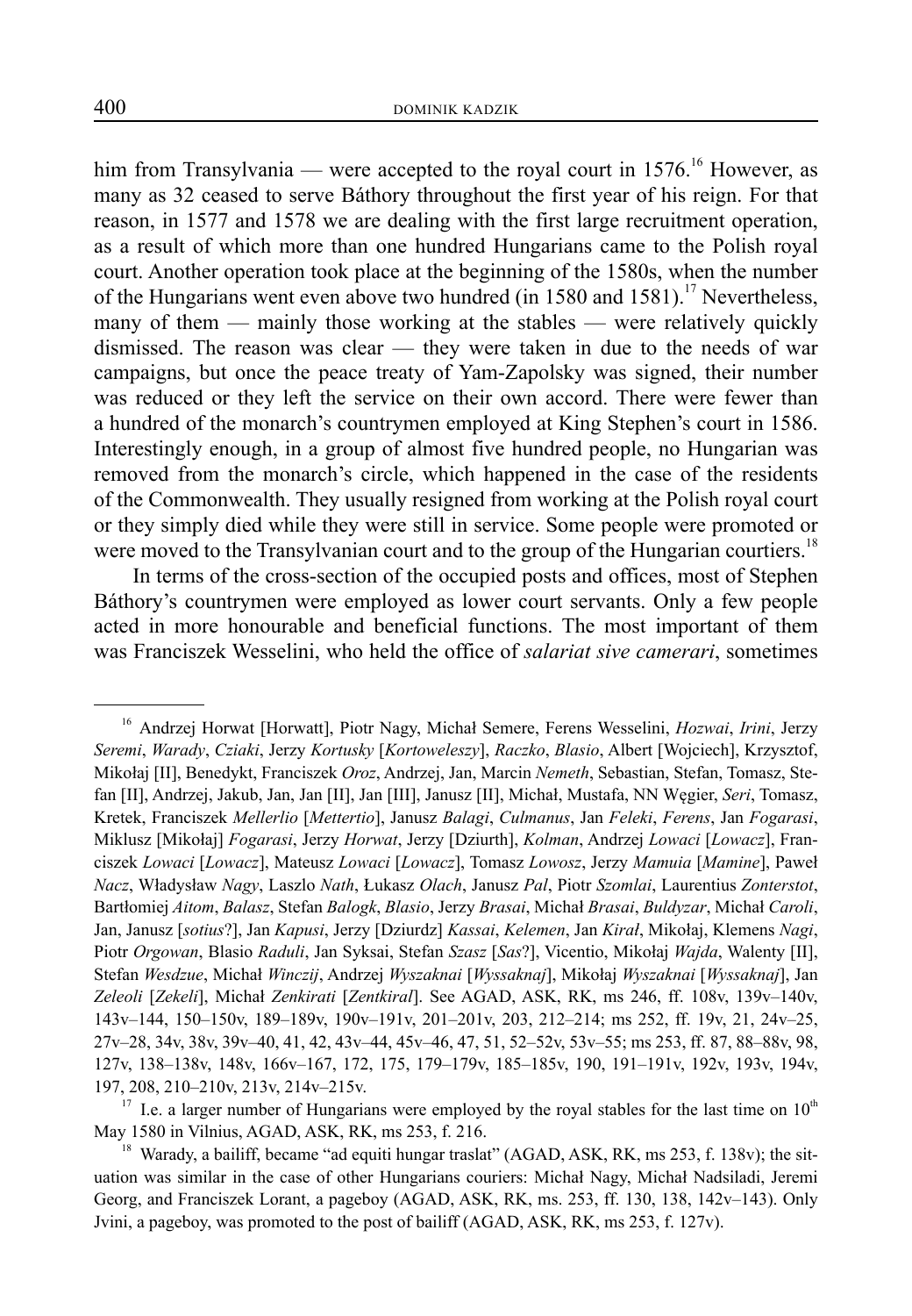him from Transylvania — were accepted to the royal court in 1576.[16] However, as many as 32 ceased to serve Báthory throughout the first year of his reign. For that reason, in 1577 and 1578 we are dealing with the first large recruitment operation, as a result of which more than one hundred Hungarians came to the Polish royal court. Another operation took place at the beginning of the 1580s, when the number of the Hungarians went even above two hundred (in 1580 and 1581).[17] Nevertheless, many of them — mainly those working at the stables — were relatively quickly dismissed. The reason was clear — they were taken in due to the needs of war campaigns, but once the peace treaty of Yam-Zapolsky was signed, their number was reduced or they left the service on their own accord. There were fewer than a hundred of the monarch's countrymen employed at King Stephen's court in 1586. Interestingly enough, in a group of almost five hundred people, no Hungarian was removed from the monarch's circle, which happened in the case of the residents of the Commonwealth. They usually resigned from working at the Polish royal court or they simply died while they were still in service. Some people were promoted or were moved to the Transylvanian court and to the group of the Hungarian courtiers.[18]

In terms of the cross-section of the occupied posts and offices, most of Stephen Báthory's countrymen were employed as lower court servants. Only a few people acted in more honourable and beneficial functions. The most important of them was Franciszek Wesselini, who held the office of *salariat sive camerari*, sometimes

---

[16] Andrzej Horwat [Horwatt], Piotr Nagy, Michał Semere, Ferens Wesselini, *Hozwai*, *Irini*, Jerzy *Seremi*, *Warady*, *Cziaki*, Jerzy *Kortusky* [*Kortoweleszy*], *Raczko*, *Blasio*, Albert [Wojciech], Krzysztof, Mikołaj [II], Benedykt, Franciszek *Oroz*, Andrzej, Jan, Marcin *Nemeth*, Sebastian, Stefan, Tomasz, Stefan [II], Andrzej, Jakub, Jan, Jan [II], Jan [III], Janusz [II], Michał, Mustafa, NN Węgier, *Seri*, Tomasz, Kretek, Franciszek *Mellerlio* [*Mettertio*], Janusz *Balagi*, *Culmanus*, Jan *Feleki*, *Ferens*, Jan *Fogarasi*, Miklusz [Mikołaj] *Fogarasi*, Jerzy *Horwat*, Jerzy [Dziurth], *Kolman*, Andrzej *Lowaci* [*Lowacz*], Franciszek *Lowaci* [*Lowacz*], Mateusz *Lowaci* [*Lowacz*], Tomasz *Lowosz*, Jerzy *Mamuia* [*Mamine*], Paweł *Nacz*, Władysław *Nagy*, Laszlo *Nath*, Łukasz *Olach*, Janusz *Pal*, Piotr *Szomlai*, Laurentius *Zonterstot*, Bartłomiej *Aitom*, *Balasz*, Stefan *Balogk*, *Blasio*, Jerzy *Brasai*, Michał *Brasai*, *Buldyzar*, Michał *Caroli*, Jan, Janusz [*sotius*?], Jan *Kapusi*, Jerzy [Dziurdz] *Kassai*, *Kelemen*, Jan *Kirał*, Mikołaj, Klemens *Nagi*, Piotr *Orgowan*, Blasio *Raduli*, Jan Syksai, Stefan *Szasz* [*Sas*?], Vicentio, Mikołaj *Wajda*, Walenty [II], Stefan *Wesdzue*, Michał *Winczij*, Andrzej *Wyszaknai* [*Wyssaknaj*], Mikołaj *Wyszaknai* [*Wyssaknaj*], Jan *Zeleoli* [*Zekeli*], Michał *Zenkirati* [*Zentkiral*]. See AGAD, ASK, RK, ms 246, ff. 108v, 139v–140v, 143v–144, 150–150v, 189–189v, 190v–191v, 201–201v, 203, 212–214; ms 252, ff. 19v, 21, 24v–25, 27v–28, 34v, 38v, 39v–40, 41, 42, 43v–44, 45v–46, 47, 51, 52–52v, 53v–55; ms 253, ff. 87, 88–88v, 98, 127v, 138–138v, 148v, 166v–167, 172, 175, 179–179v, 185–185v, 190, 191–191v, 192v, 193v, 194v, 197, 208, 210–210v, 213v, 214v–215v.

[17] I.e. a larger number of Hungarians were employed by the royal stables for the last time on 10th May 1580 in Vilnius, AGAD, ASK, RK, ms 253, f. 216.

[18] Warady, a bailiff, became "ad equiti hungar traslat" (AGAD, ASK, RK, ms 253, f. 138v); the situation was similar in the case of other Hungarians couriers: Michał Nagy, Michał Nadsiladi, Jeremi Georg, and Franciszek Lorant, a pageboy (AGAD, ASK, RK, ms. 253, ff. 130, 138, 142v–143). Only Jvini, a pageboy, was promoted to the post of bailiff (AGAD, ASK, RK, ms 253, f. 127v).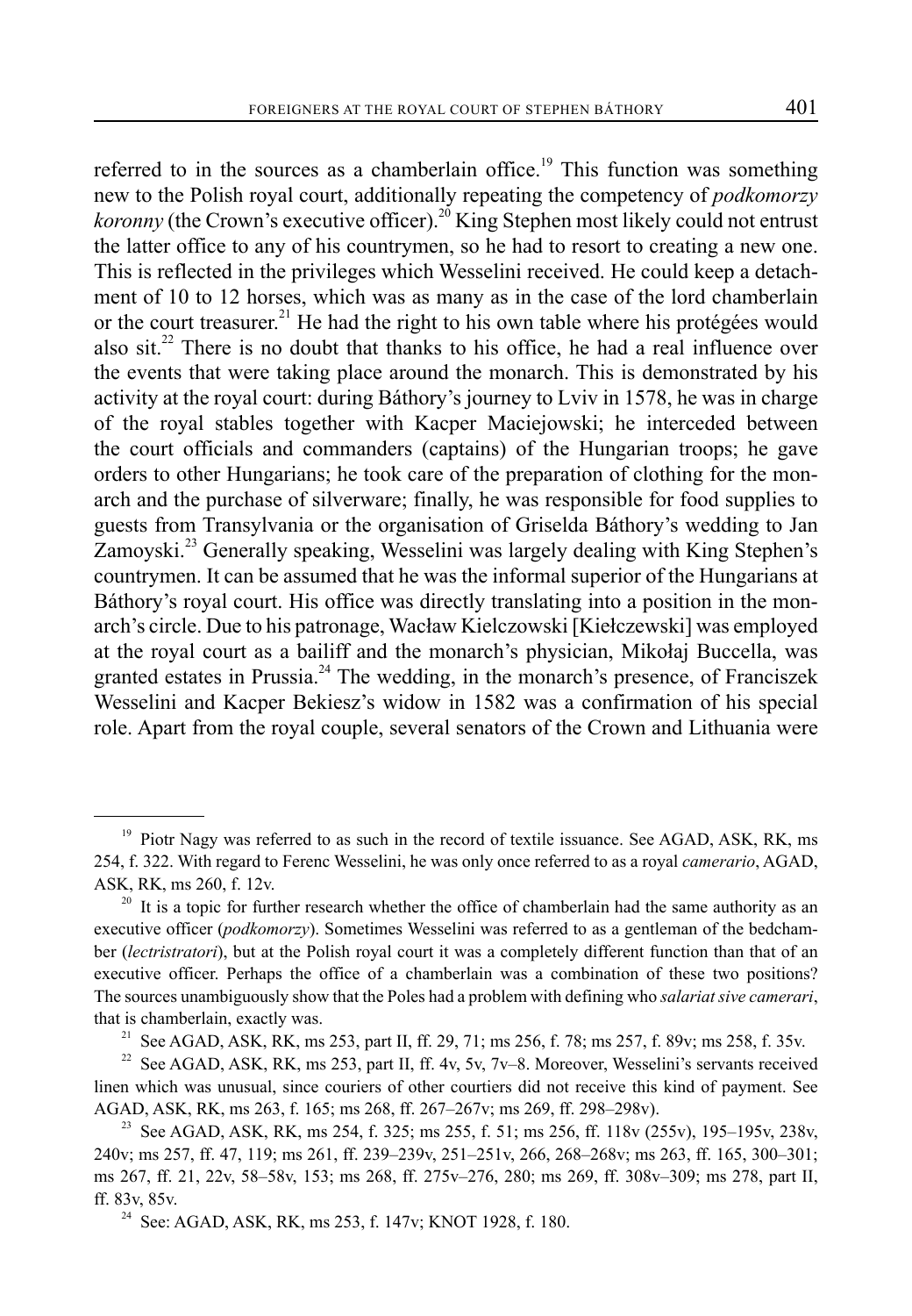referred to in the sources as a chamberlain office.[19] This function was something new to the Polish royal court, additionally repeating the competency of *podkomorzy koronny* (the Crown's executive officer).[20] King Stephen most likely could not entrust the latter office to any of his countrymen, so he had to resort to creating a new one. This is reflected in the privileges which Wesselini received. He could keep a detachment of 10 to 12 horses, which was as many as in the case of the lord chamberlain or the court treasurer.[21] He had the right to his own table where his protégées would also sit.[22] There is no doubt that thanks to his office, he had a real influence over the events that were taking place around the monarch. This is demonstrated by his activity at the royal court: during Báthory's journey to Lviv in 1578, he was in charge of the royal stables together with Kacper Maciejowski; he interceded between the court officials and commanders (captains) of the Hungarian troops; he gave orders to other Hungarians; he took care of the preparation of clothing for the monarch and the purchase of silverware; finally, he was responsible for food supplies to guests from Transylvania or the organisation of Griselda Báthory's wedding to Jan Zamoyski.[23] Generally speaking, Wesselini was largely dealing with King Stephen's countrymen. It can be assumed that he was the informal superior of the Hungarians at Báthory's royal court. His office was directly translating into a position in the monarch's circle. Due to his patronage, Wacław Kielczowski [Kiełczewski] was employed at the royal court as a bailiff and the monarch's physician, Mikołaj Buccella, was granted estates in Prussia.[24] The wedding, in the monarch's presence, of Franciszek Wesselini and Kacper Bekiesz's widow in 1582 was a confirmation of his special role. Apart from the royal couple, several senators of the Crown and Lithuania were

---

[19] Piotr Nagy was referred to as such in the record of textile issuance. See AGAD, ASK, RK, ms 254, f. 322. With regard to Ferenc Wesselini, he was only once referred to as a royal *camerario*, AGAD, ASK, RK, ms 260, f. 12v.

[20] It is a topic for further research whether the office of chamberlain had the same authority as an executive officer (*podkomorzy*). Sometimes Wesselini was referred to as a gentleman of the bedchamber (*lectristratori*), but at the Polish royal court it was a completely different function than that of an executive officer. Perhaps the office of a chamberlain was a combination of these two positions? The sources unambiguously show that the Poles had a problem with defining who *salariat sive camerari*, that is chamberlain, exactly was.

[21] See AGAD, ASK, RK, ms 253, part II, ff. 29, 71; ms 256, f. 78; ms 257, f. 89v; ms 258, f. 35v.

[22] See AGAD, ASK, RK, ms 253, part II, ff. 4v, 5v, 7v–8. Moreover, Wesselini's servants received linen which was unusual, since couriers of other courtiers did not receive this kind of payment. See AGAD, ASK, RK, ms 263, f. 165; ms 268, ff. 267–267v; ms 269, ff. 298–298v).

[23] See AGAD, ASK, RK, ms 254, f. 325; ms 255, f. 51; ms 256, ff. 118v (255v), 195–195v, 238v, 240v; ms 257, ff. 47, 119; ms 261, ff. 239–239v, 251–251v, 266, 268–268v; ms 263, ff. 165, 300–301; ms 267, ff. 21, 22v, 58–58v, 153; ms 268, ff. 275v–276, 280; ms 269, ff. 308v–309; ms 278, part II, ff. 83v, 85v.

[24] See: AGAD, ASK, RK, ms 253, f. 147v; KNOT 1928, f. 180.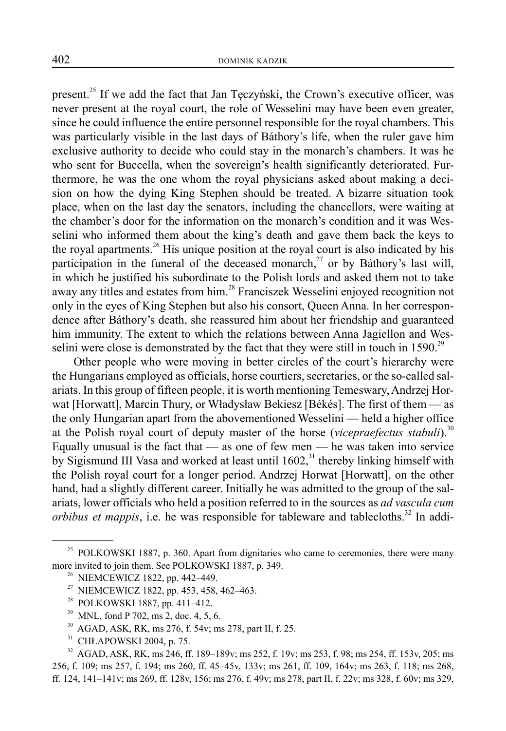present.[25] If we add the fact that Jan Tęczyński, the Crown's executive officer, was never present at the royal court, the role of Wesselini may have been even greater, since he could influence the entire personnel responsible for the royal chambers. This was particularly visible in the last days of Báthory's life, when the ruler gave him exclusive authority to decide who could stay in the monarch's chambers. It was he who sent for Buccella, when the sovereign's health significantly deteriorated. Furthermore, he was the one whom the royal physicians asked about making a decision on how the dying King Stephen should be treated. A bizarre situation took place, when on the last day the senators, including the chancellors, were waiting at the chamber's door for the information on the monarch's condition and it was Wesselini who informed them about the king's death and gave them back the keys to the royal apartments.[26] His unique position at the royal court is also indicated by his participation in the funeral of the deceased monarch,[27] or by Báthory's last will, in which he justified his subordinate to the Polish lords and asked them not to take away any titles and estates from him.[28] Franciszek Wesselini enjoyed recognition not only in the eyes of King Stephen but also his consort, Queen Anna. In her correspondence after Báthory's death, she reassured him about her friendship and guaranteed him immunity. The extent to which the relations between Anna Jagiellon and Wesselini were close is demonstrated by the fact that they were still in touch in 1590.[29]

Other people who were moving in better circles of the court's hierarchy were the Hungarians employed as officials, horse courtiers, secretaries, or the so-called salariats. In this group of fifteen people, it is worth mentioning Temeswary, Andrzej Horwat [Horwatt], Marcin Thury, or Władysław Bekiesz [Békés]. The first of them — as the only Hungarian apart from the abovementioned Wesselini — held a higher office at the Polish royal court of deputy master of the horse (*vicepraefectus stabuli*).[30] Equally unusual is the fact that — as one of few men — he was taken into service by Sigismund III Vasa and worked at least until 1602,[31] thereby linking himself with the Polish royal court for a longer period. Andrzej Horwat [Horwatt], on the other hand, had a slightly different career. Initially he was admitted to the group of the salariats, lower officials who held a position referred to in the sources as *ad vascula cum orbibus et mappis*, i.e. he was responsible for tableware and tablecloths.[32] In addi-

---

[25] POLKOWSKI 1887, p. 360. Apart from dignitaries who came to ceremonies, there were many more invited to join them. See POLKOWSKI 1887, p. 349.

[26] NIEMCEWICZ 1822, pp. 442–449.

[27] NIEMCEWICZ 1822, pp. 453, 458, 462–463.

[28] POLKOWSKI 1887, pp. 411–412.

[29] MNL, fond P 702, ms 2, doc. 4, 5, 6.

[30] AGAD, ASK, RK, ms 276, f. 54v; ms 278, part II, f. 25.

[31] CHŁAPOWSKI 2004, p. 75.

[32] AGAD, ASK, RK, ms 246, ff. 189–189v; ms 252, f. 19v; ms 253, f. 98; ms 254, ff. 153v, 205; ms 256, f. 109; ms 257, f. 194; ms 260, ff. 45–45v, 133v; ms 261, ff. 109, 164v; ms 263, f. 118; ms 268, ff. 124, 141–141v; ms 269, ff. 128v, 156; ms 276, f. 49v; ms 278, part II, f. 22v; ms 328, f. 60v; ms 329,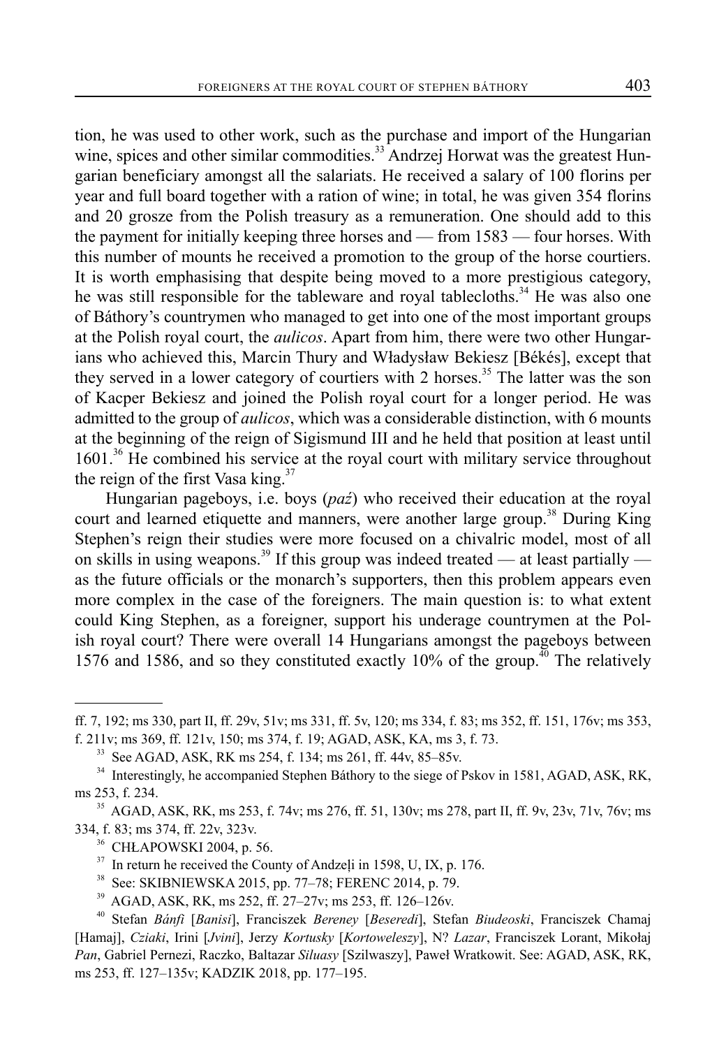tion, he was used to other work, such as the purchase and import of the Hungarian wine, spices and other similar commodities.[33] Andrzej Horwat was the greatest Hungarian beneficiary amongst all the salariats. He received a salary of 100 florins per year and full board together with a ration of wine; in total, he was given 354 florins and 20 grosze from the Polish treasury as a remuneration. One should add to this the payment for initially keeping three horses and — from 1583 — four horses. With this number of mounts he received a promotion to the group of the horse courtiers. It is worth emphasising that despite being moved to a more prestigious category, he was still responsible for the tableware and royal tablecloths.[34] He was also one of Báthory's countrymen who managed to get into one of the most important groups at the Polish royal court, the *aulicos*. Apart from him, there were two other Hungarians who achieved this, Marcin Thury and Władysław Bekiesz [Békés], except that they served in a lower category of courtiers with 2 horses.[35] The latter was the son of Kacper Bekiesz and joined the Polish royal court for a longer period. He was admitted to the group of *aulicos*, which was a considerable distinction, with 6 mounts at the beginning of the reign of Sigismund III and he held that position at least until 1601.[36] He combined his service at the royal court with military service throughout the reign of the first Vasa king.[37]

Hungarian pageboys, i.e. boys (*paź*) who received their education at the royal court and learned etiquette and manners, were another large group.[38] During King Stephen's reign their studies were more focused on a chivalric model, most of all on skills in using weapons.[39] If this group was indeed treated — at least partially — as the future officials or the monarch's supporters, then this problem appears even more complex in the case of the foreigners. The main question is: to what extent could King Stephen, as a foreigner, support his underage countrymen at the Polish royal court? There were overall 14 Hungarians amongst the pageboys between 1576 and 1586, and so they constituted exactly 10% of the group.[40] The relatively

---

ff. 7, 192; ms 330, part II, ff. 29v, 51v; ms 331, ff. 5v, 120; ms 334, f. 83; ms 352, ff. 151, 176v; ms 353, f. 211v; ms 369, ff. 121v, 150; ms 374, f. 19; AGAD, ASK, KA, ms 3, f. 73.

[33] See AGAD, ASK, RK ms 254, f. 134; ms 261, ff. 44v, 85–85v.

[34] Interestingly, he accompanied Stephen Báthory to the siege of Pskov in 1581, AGAD, ASK, RK, ms 253, f. 234.

[35] AGAD, ASK, RK, ms 253, f. 74v; ms 276, ff. 51, 130v; ms 278, part II, ff. 9v, 23v, 71v, 76v; ms 334, f. 83; ms 374, ff. 22v, 323v.

[36] CHŁAPOWSKI 2004, p. 56.

[37] In return he received the County of Andzeļi in 1598, U, IX, p. 176.

[38] See: SKIBNIEWSKA 2015, pp. 77–78; FERENC 2014, p. 79.

[39] AGAD, ASK, RK, ms 252, ff. 27–27v; ms 253, ff. 126–126v.

[40] Stefan *Bánfi* [*Banisi*], Franciszek *Bereney* [*Beseredi*], Stefan *Biudeoski*, Franciszek Chamaj [Hamaj], *Cziaki*, Irini [*Jvini*], Jerzy *Kortusky* [*Kortoweleszy*], N? *Lazar*, Franciszek Lorant, Mikołaj *Pan*, Gabriel Pernezi, Raczko, Baltazar *Siluasy* [Szilwaszy], Paweł Wratkowit. See: AGAD, ASK, RK, ms 253, ff. 127–135v; KADZIK 2018, pp. 177–195.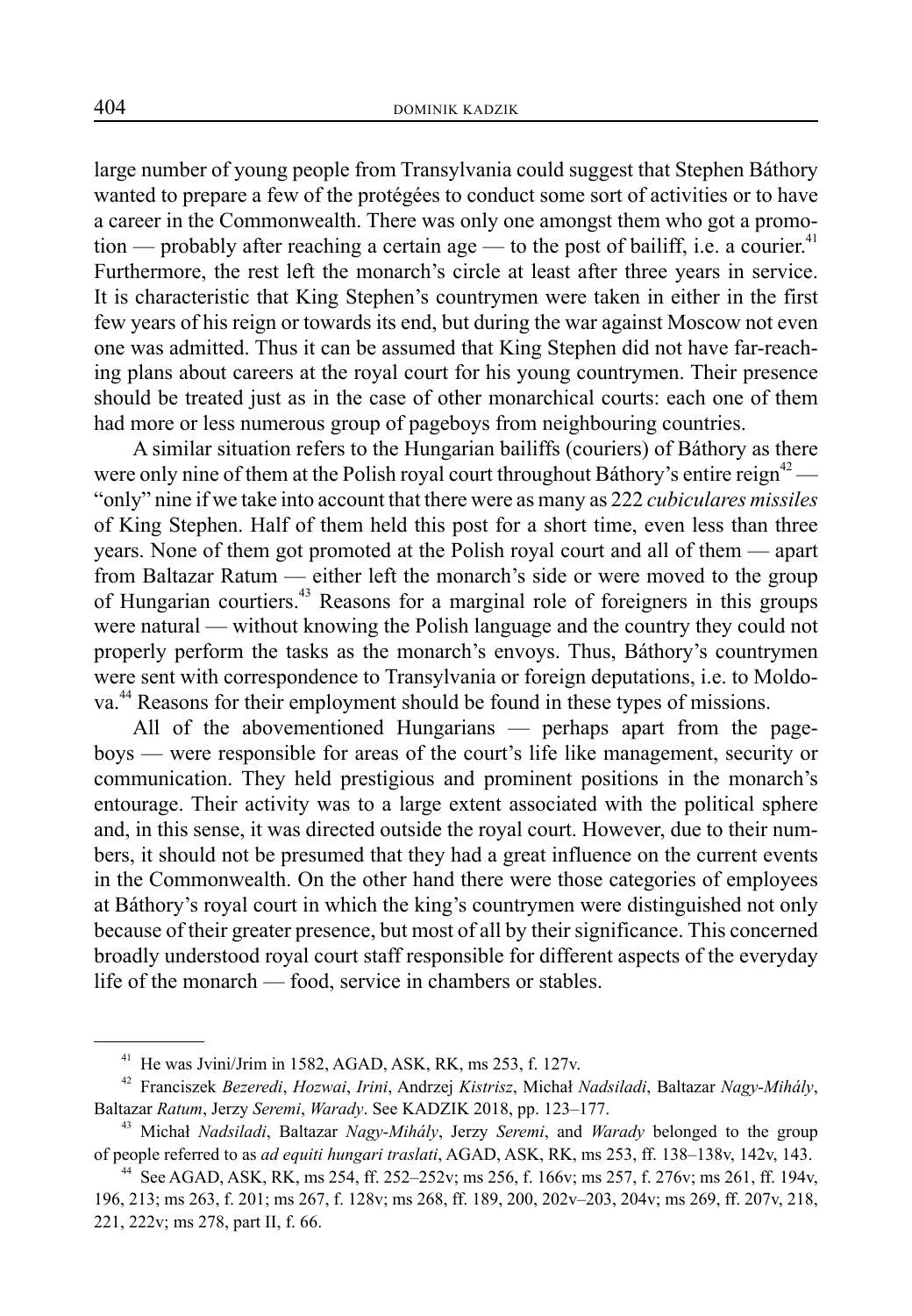large number of young people from Transylvania could suggest that Stephen Báthory wanted to prepare a few of the protégées to conduct some sort of activities or to have a career in the Commonwealth. There was only one amongst them who got a promotion — probably after reaching a certain age — to the post of bailiff, i.e. a courier.[41] Furthermore, the rest left the monarch's circle at least after three years in service. It is characteristic that King Stephen's countrymen were taken in either in the first few years of his reign or towards its end, but during the war against Moscow not even one was admitted. Thus it can be assumed that King Stephen did not have far-reaching plans about careers at the royal court for his young countrymen. Their presence should be treated just as in the case of other monarchical courts: each one of them had more or less numerous group of pageboys from neighbouring countries.

A similar situation refers to the Hungarian bailiffs (couriers) of Báthory as there were only nine of them at the Polish royal court throughout Báthory's entire reign[42] — "only" nine if we take into account that there were as many as 222 *cubiculares missiles* of King Stephen. Half of them held this post for a short time, even less than three years. None of them got promoted at the Polish royal court and all of them — apart from Baltazar Ratum — either left the monarch's side or were moved to the group of Hungarian courtiers.[43] Reasons for a marginal role of foreigners in this groups were natural — without knowing the Polish language and the country they could not properly perform the tasks as the monarch's envoys. Thus, Báthory's countrymen were sent with correspondence to Transylvania or foreign deputations, i.e. to Moldova.[44] Reasons for their employment should be found in these types of missions.

All of the abovementioned Hungarians — perhaps apart from the pageboys — were responsible for areas of the court's life like management, security or communication. They held prestigious and prominent positions in the monarch's entourage. Their activity was to a large extent associated with the political sphere and, in this sense, it was directed outside the royal court. However, due to their numbers, it should not be presumed that they had a great influence on the current events in the Commonwealth. On the other hand there were those categories of employees at Báthory's royal court in which the king's countrymen were distinguished not only because of their greater presence, but most of all by their significance. This concerned broadly understood royal court staff responsible for different aspects of the everyday life of the monarch — food, service in chambers or stables.

---

[41] He was Jvini/Jrim in 1582, AGAD, ASK, RK, ms 253, f. 127v.

[42] Franciszek *Bezeredi*, *Hozwai*, *Irini*, Andrzej *Kistrisz*, Michał *Nadsiladi*, Baltazar *Nagy-Mihály*, Baltazar *Ratum*, Jerzy *Seremi*, *Warady*. See KADZIK 2018, pp. 123–177.

[43] Michał *Nadsiladi*, Baltazar *Nagy-Mihály*, Jerzy *Seremi*, and *Warady* belonged to the group of people referred to as *ad equiti hungari traslati*, AGAD, ASK, RK, ms 253, ff. 138–138v, 142v, 143.

[44] See AGAD, ASK, RK, ms 254, ff. 252–252v; ms 256, f. 166v; ms 257, f. 276v; ms 261, ff. 194v, 196, 213; ms 263, f. 201; ms 267, f. 128v; ms 268, ff. 189, 200, 202v–203, 204v; ms 269, ff. 207v, 218, 221, 222v; ms 278, part II, f. 66.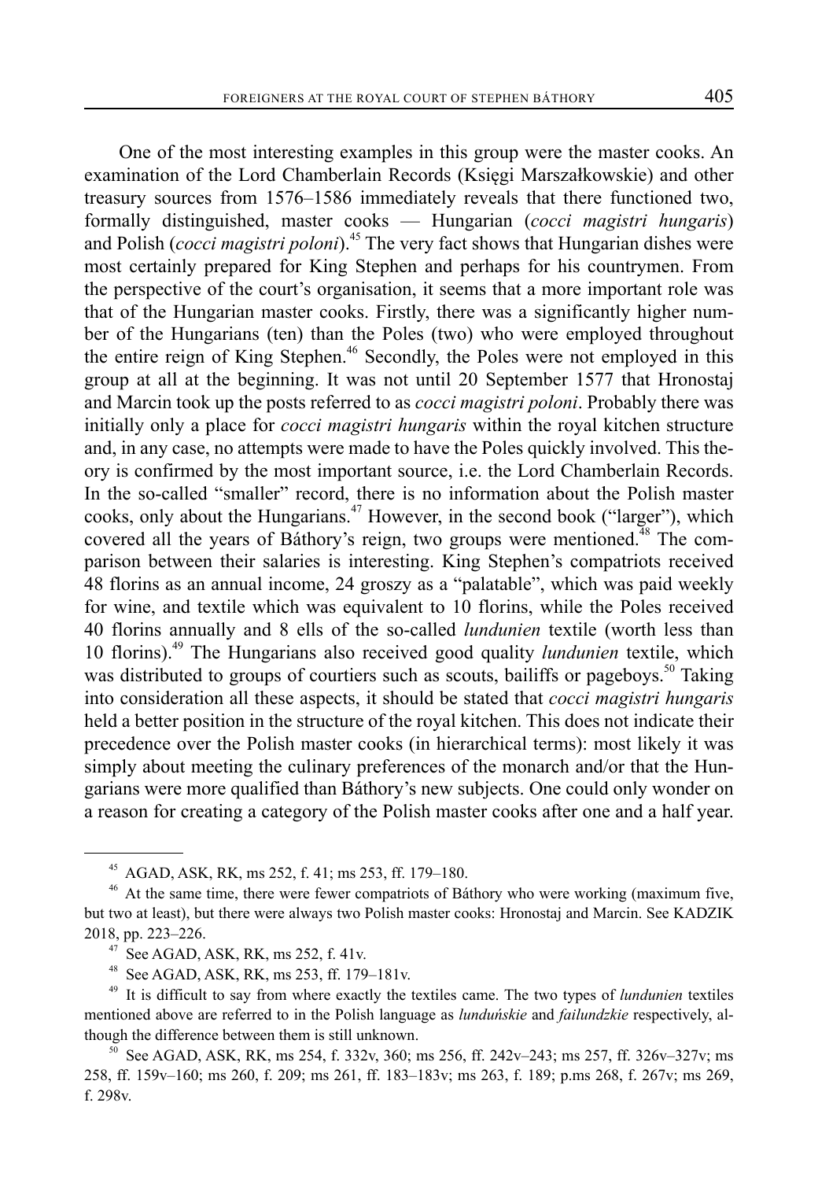One of the most interesting examples in this group were the master cooks. An examination of the Lord Chamberlain Records (Księgi Marszałkowskie) and other treasury sources from 1576–1586 immediately reveals that there functioned two, formally distinguished, master cooks — Hungarian (*cocci magistri hungaris*) and Polish (*cocci magistri poloni*).[45] The very fact shows that Hungarian dishes were most certainly prepared for King Stephen and perhaps for his countrymen. From the perspective of the court's organisation, it seems that a more important role was that of the Hungarian master cooks. Firstly, there was a significantly higher number of the Hungarians (ten) than the Poles (two) who were employed throughout the entire reign of King Stephen.[46] Secondly, the Poles were not employed in this group at all at the beginning. It was not until 20 September 1577 that Hronostaj and Marcin took up the posts referred to as *cocci magistri poloni*. Probably there was initially only a place for *cocci magistri hungaris* within the royal kitchen structure and, in any case, no attempts were made to have the Poles quickly involved. This theory is confirmed by the most important source, i.e. the Lord Chamberlain Records. In the so-called "smaller" record, there is no information about the Polish master cooks, only about the Hungarians.[47] However, in the second book ("larger"), which covered all the years of Báthory's reign, two groups were mentioned.[48] The comparison between their salaries is interesting. King Stephen's compatriots received 48 florins as an annual income, 24 groszy as a "palatable", which was paid weekly for wine, and textile which was equivalent to 10 florins, while the Poles received 40 florins annually and 8 ells of the so-called *lundunien* textile (worth less than 10 florins).[49] The Hungarians also received good quality *lundunien* textile, which was distributed to groups of courtiers such as scouts, bailiffs or pageboys.[50] Taking into consideration all these aspects, it should be stated that *cocci magistri hungaris* held a better position in the structure of the royal kitchen. This does not indicate their precedence over the Polish master cooks (in hierarchical terms): most likely it was simply about meeting the culinary preferences of the monarch and/or that the Hungarians were more qualified than Báthory's new subjects. One could only wonder on a reason for creating a category of the Polish master cooks after one and a half year.

---

[45] AGAD, ASK, RK, ms 252, f. 41; ms 253, ff. 179–180.

[46] At the same time, there were fewer compatriots of Báthory who were working (maximum five, but two at least), but there were always two Polish master cooks: Hronostaj and Marcin. See KADZIK 2018, pp. 223–226.

[47] See AGAD, ASK, RK, ms 252, f. 41v.

[48] See AGAD, ASK, RK, ms 253, ff. 179–181v.

[49] It is difficult to say from where exactly the textiles came. The two types of *lundunien* textiles mentioned above are referred to in the Polish language as *lunduńskie* and *failundzkie* respectively, although the difference between them is still unknown.

[50] See AGAD, ASK, RK, ms 254, f. 332v, 360; ms 256, ff. 242v–243; ms 257, ff. 326v–327v; ms 258, ff. 159v–160; ms 260, f. 209; ms 261, ff. 183–183v; ms 263, f. 189; p.ms 268, f. 267v; ms 269, f. 298v.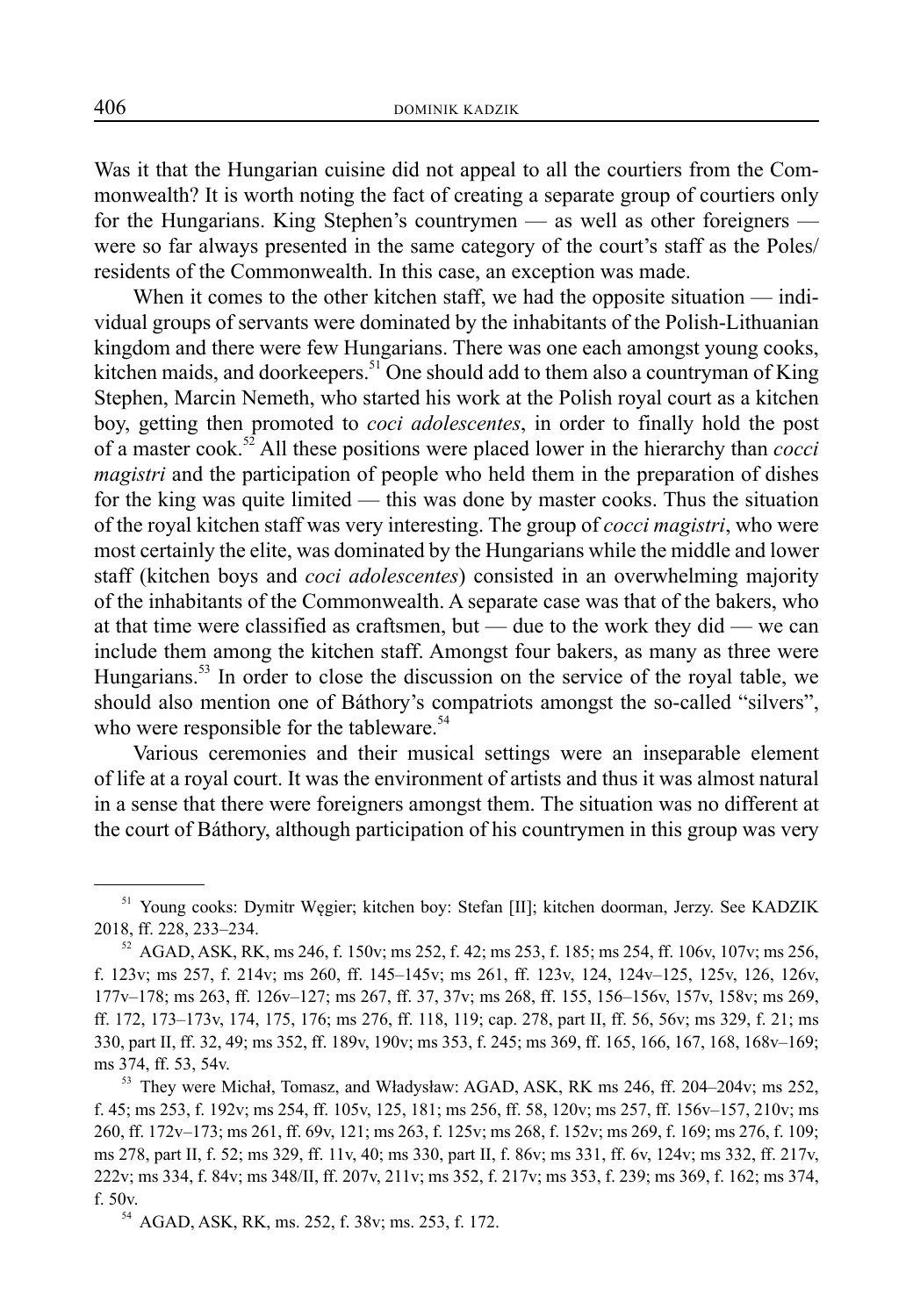Was it that the Hungarian cuisine did not appeal to all the courtiers from the Commonwealth? It is worth noting the fact of creating a separate group of courtiers only for the Hungarians. King Stephen's countrymen — as well as other foreigners — were so far always presented in the same category of the court's staff as the Poles/ residents of the Commonwealth. In this case, an exception was made.

When it comes to the other kitchen staff, we had the opposite situation — individual groups of servants were dominated by the inhabitants of the Polish-Lithuanian kingdom and there were few Hungarians. There was one each amongst young cooks, kitchen maids, and doorkeepers.[51] One should add to them also a countryman of King Stephen, Marcin Nemeth, who started his work at the Polish royal court as a kitchen boy, getting then promoted to *coci adolescentes*, in order to finally hold the post of a master cook.[52] All these positions were placed lower in the hierarchy than *cocci magistri* and the participation of people who held them in the preparation of dishes for the king was quite limited — this was done by master cooks. Thus the situation of the royal kitchen staff was very interesting. The group of *cocci magistri*, who were most certainly the elite, was dominated by the Hungarians while the middle and lower staff (kitchen boys and *coci adolescentes*) consisted in an overwhelming majority of the inhabitants of the Commonwealth. A separate case was that of the bakers, who at that time were classified as craftsmen, but — due to the work they did — we can include them among the kitchen staff. Amongst four bakers, as many as three were Hungarians.[53] In order to close the discussion on the service of the royal table, we should also mention one of Báthory's compatriots amongst the so-called "silvers", who were responsible for the tableware.[54]

Various ceremonies and their musical settings were an inseparable element of life at a royal court. It was the environment of artists and thus it was almost natural in a sense that there were foreigners amongst them. The situation was no different at the court of Báthory, although participation of his countrymen in this group was very

---

[51] Young cooks: Dymitr Węgier; kitchen boy: Stefan [II]; kitchen doorman, Jerzy. See KADZIK 2018, ff. 228, 233–234.

[52] AGAD, ASK, RK, ms 246, f. 150v; ms 252, f. 42; ms 253, f. 185; ms 254, ff. 106v, 107v; ms 256, f. 123v; ms 257, f. 214v; ms 260, ff. 145–145v; ms 261, ff. 123v, 124, 124v–125, 125v, 126, 126v, 177v–178; ms 263, ff. 126v–127; ms 267, ff. 37, 37v; ms 268, ff. 155, 156–156v, 157v, 158v; ms 269, ff. 172, 173–173v, 174, 175, 176; ms 276, ff. 118, 119; cap. 278, part II, ff. 56, 56v; ms 329, f. 21; ms 330, part II, ff. 32, 49; ms 352, ff. 189v, 190v; ms 353, f. 245; ms 369, ff. 165, 166, 167, 168, 168v–169; ms 374, ff. 53, 54v.

[53] They were Michał, Tomasz, and Władysław: AGAD, ASK, RK ms 246, ff. 204–204v; ms 252, f. 45; ms 253, f. 192v; ms 254, ff. 105v, 125, 181; ms 256, ff. 58, 120v; ms 257, ff. 156v–157, 210v; ms 260, ff. 172v–173; ms 261, ff. 69v, 121; ms 263, f. 125v; ms 268, f. 152v; ms 269, f. 169; ms 276, f. 109; ms 278, part II, f. 52; ms 329, ff. 11v, 40; ms 330, part II, f. 86v; ms 331, ff. 6v, 124v; ms 332, ff. 217v, 222v; ms 334, f. 84v; ms 348/II, ff. 207v, 211v; ms 352, f. 217v; ms 353, f. 239; ms 369, f. 162; ms 374, f. 50v.

[54] AGAD, ASK, RK, ms. 252, f. 38v; ms. 253, f. 172.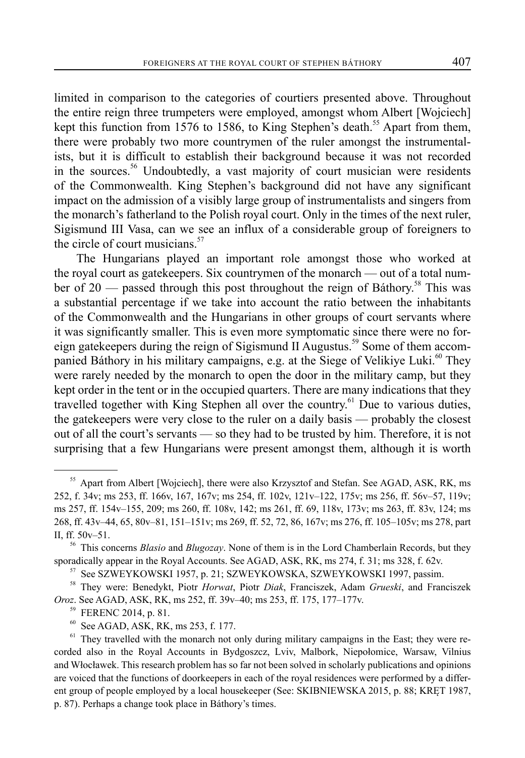limited in comparison to the categories of courtiers presented above. Throughout the entire reign three trumpeters were employed, amongst whom Albert [Wojciech] kept this function from 1576 to 1586, to King Stephen's death.[55] Apart from them, there were probably two more countrymen of the ruler amongst the instrumentalists, but it is difficult to establish their background because it was not recorded in the sources.[56] Undoubtedly, a vast majority of court musician were residents of the Commonwealth. King Stephen's background did not have any significant impact on the admission of a visibly large group of instrumentalists and singers from the monarch's fatherland to the Polish royal court. Only in the times of the next ruler, Sigismund III Vasa, can we see an influx of a considerable group of foreigners to the circle of court musicians.[57]

The Hungarians played an important role amongst those who worked at the royal court as gatekeepers. Six countrymen of the monarch — out of a total number of 20 — passed through this post throughout the reign of Báthory.[58] This was a substantial percentage if we take into account the ratio between the inhabitants of the Commonwealth and the Hungarians in other groups of court servants where it was significantly smaller. This is even more symptomatic since there were no foreign gatekeepers during the reign of Sigismund II Augustus.[59] Some of them accompanied Báthory in his military campaigns, e.g. at the Siege of Velikiye Luki.[60] They were rarely needed by the monarch to open the door in the military camp, but they kept order in the tent or in the occupied quarters. There are many indications that they travelled together with King Stephen all over the country.[61] Due to various duties, the gatekeepers were very close to the ruler on a daily basis — probably the closest out of all the court's servants — so they had to be trusted by him. Therefore, it is not surprising that a few Hungarians were present amongst them, although it is worth

---

[55] Apart from Albert [Wojciech], there were also Krzysztof and Stefan. See AGAD, ASK, RK, ms 252, f. 34v; ms 253, ff. 166v, 167, 167v; ms 254, ff. 102v, 121v–122, 175v; ms 256, ff. 56v–57, 119v; ms 257, ff. 154v–155, 209; ms 260, ff. 108v, 142; ms 261, ff. 69, 118v, 173v; ms 263, ff. 83v, 124; ms 268, ff. 43v–44, 65, 80v–81, 151–151v; ms 269, ff. 52, 72, 86, 167v; ms 276, ff. 105–105v; ms 278, part II, ff. 50v–51.

[56] This concerns *Blasio* and *Blugozay*. None of them is in the Lord Chamberlain Records, but they sporadically appear in the Royal Accounts. See AGAD, ASK, RK, ms 274, f. 31; ms 328, f. 62v.

[57] See SZWEYKOWSKI 1957, p. 21; SZWEYKOWSKA, SZWEYKOWSKI 1997, passim.

[58] They were: Benedykt, Piotr *Horwat*, Piotr *Diak*, Franciszek, Adam *Grueski*, and Franciszek *Oroz*. See AGAD, ASK, RK, ms 252, ff. 39v–40; ms 253, ff. 175, 177–177v.

[59] FERENC 2014, p. 81.

[60] See AGAD, ASK, RK, ms 253, f. 177.

[61] They travelled with the monarch not only during military campaigns in the East; they were recorded also in the Royal Accounts in Bydgoszcz, Lviv, Malbork, Niepołomice, Warsaw, Vilnius and Włocławek. This research problem has so far not been solved in scholarly publications and opinions are voiced that the functions of doorkeepers in each of the royal residences were performed by a different group of people employed by a local housekeeper (See: SKIBNIEWSKA 2015, p. 88; KRĘT 1987, p. 87). Perhaps a change took place in Báthory's times.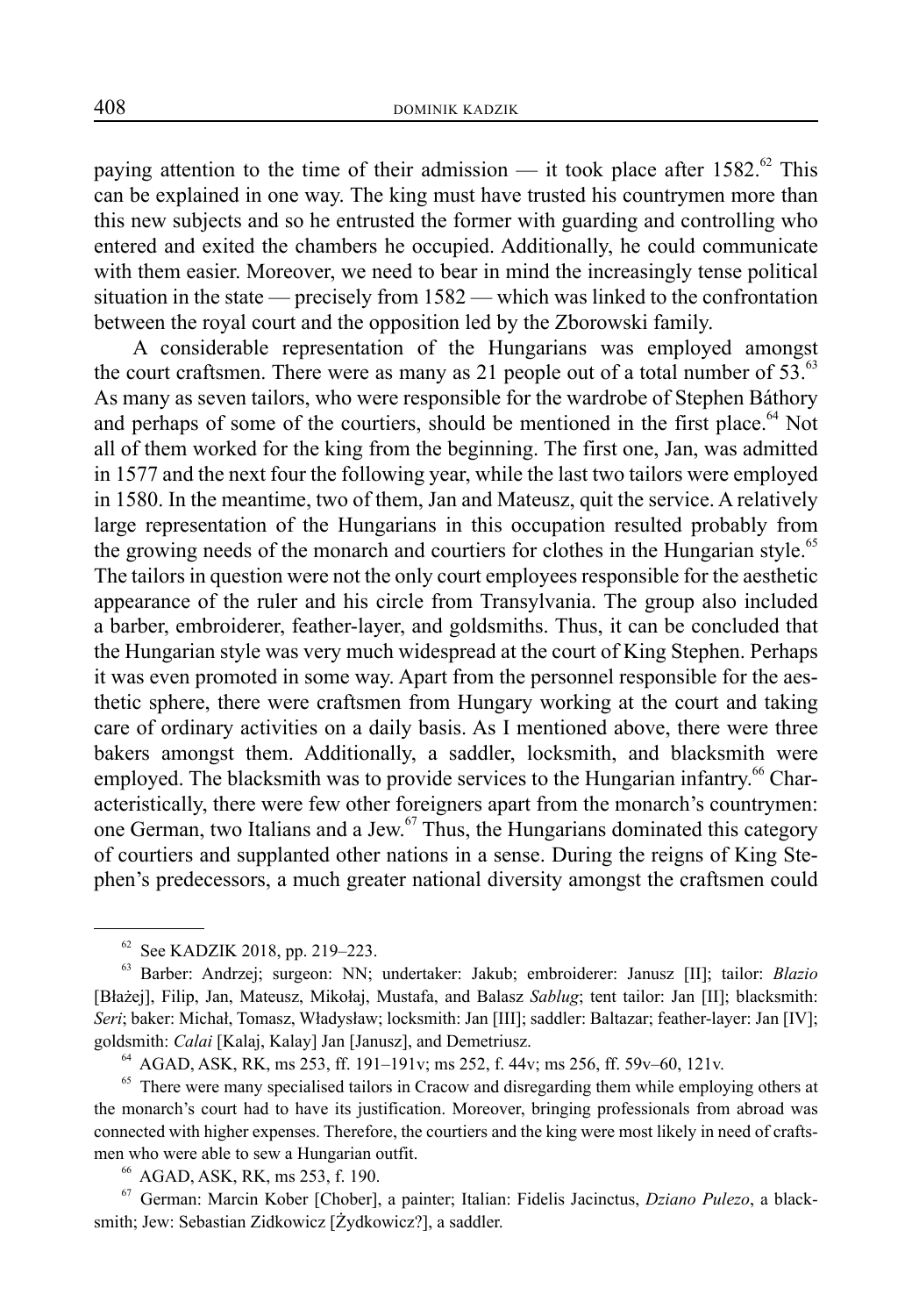paying attention to the time of their admission — it took place after 1582.[62] This can be explained in one way. The king must have trusted his countrymen more than this new subjects and so he entrusted the former with guarding and controlling who entered and exited the chambers he occupied. Additionally, he could communicate with them easier. Moreover, we need to bear in mind the increasingly tense political situation in the state — precisely from 1582 — which was linked to the confrontation between the royal court and the opposition led by the Zborowski family.

A considerable representation of the Hungarians was employed amongst the court craftsmen. There were as many as 21 people out of a total number of 53.[63] As many as seven tailors, who were responsible for the wardrobe of Stephen Báthory and perhaps of some of the courtiers, should be mentioned in the first place.[64] Not all of them worked for the king from the beginning. The first one, Jan, was admitted in 1577 and the next four the following year, while the last two tailors were employed in 1580. In the meantime, two of them, Jan and Mateusz, quit the service. A relatively large representation of the Hungarians in this occupation resulted probably from the growing needs of the monarch and courtiers for clothes in the Hungarian style.[65] The tailors in question were not the only court employees responsible for the aesthetic appearance of the ruler and his circle from Transylvania. The group also included a barber, embroiderer, feather-layer, and goldsmiths. Thus, it can be concluded that the Hungarian style was very much widespread at the court of King Stephen. Perhaps it was even promoted in some way. Apart from the personnel responsible for the aesthetic sphere, there were craftsmen from Hungary working at the court and taking care of ordinary activities on a daily basis. As I mentioned above, there were three bakers amongst them. Additionally, a saddler, locksmith, and blacksmith were employed. The blacksmith was to provide services to the Hungarian infantry.[66] Characteristically, there were few other foreigners apart from the monarch's countrymen: one German, two Italians and a Jew.[67] Thus, the Hungarians dominated this category of courtiers and supplanted other nations in a sense. During the reigns of King Stephen's predecessors, a much greater national diversity amongst the craftsmen could

---

[62] See KADZIK 2018, pp. 219–223.

[63] Barber: Andrzej; surgeon: NN; undertaker: Jakub; embroiderer: Janusz [II]; tailor: *Blazio* [Błażej], Filip, Jan, Mateusz, Mikołaj, Mustafa, and Balasz *Sablug*; tent tailor: Jan [II]; blacksmith: *Seri*; baker: Michał, Tomasz, Władysław; locksmith: Jan [III]; saddler: Baltazar; feather-layer: Jan [IV]; goldsmith: *Calai* [Kalaj, Kalay] Jan [Janusz], and Demetriusz.

[64] AGAD, ASK, RK, ms 253, ff. 191–191v; ms 252, f. 44v; ms 256, ff. 59v–60, 121v.

[65] There were many specialised tailors in Cracow and disregarding them while employing others at the monarch's court had to have its justification. Moreover, bringing professionals from abroad was connected with higher expenses. Therefore, the courtiers and the king were most likely in need of craftsmen who were able to sew a Hungarian outfit.

[66] AGAD, ASK, RK, ms 253, f. 190.

[67] German: Marcin Kober [Chober], a painter; Italian: Fidelis Jacinctus, *Dziano Pulezo*, a blacksmith; Jew: Sebastian Zidkowicz [Żydkowicz?], a saddler.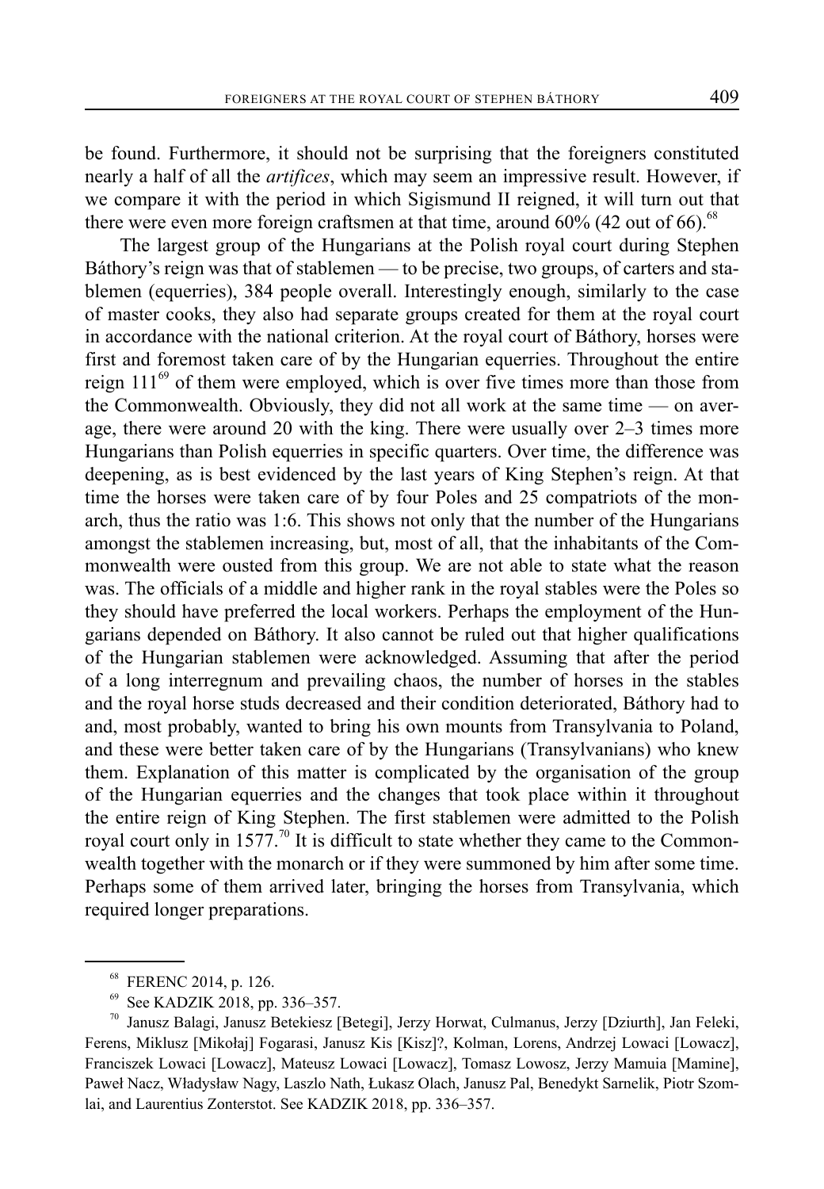be found. Furthermore, it should not be surprising that the foreigners constituted nearly a half of all the *artifices*, which may seem an impressive result. However, if we compare it with the period in which Sigismund II reigned, it will turn out that there were even more foreign craftsmen at that time, around 60% (42 out of 66).[68]

The largest group of the Hungarians at the Polish royal court during Stephen Báthory's reign was that of stablemen — to be precise, two groups, of carters and stablemen (equerries), 384 people overall. Interestingly enough, similarly to the case of master cooks, they also had separate groups created for them at the royal court in accordance with the national criterion. At the royal court of Báthory, horses were first and foremost taken care of by the Hungarian equerries. Throughout the entire reign 111[69] of them were employed, which is over five times more than those from the Commonwealth. Obviously, they did not all work at the same time — on average, there were around 20 with the king. There were usually over 2–3 times more Hungarians than Polish equerries in specific quarters. Over time, the difference was deepening, as is best evidenced by the last years of King Stephen's reign. At that time the horses were taken care of by four Poles and 25 compatriots of the monarch, thus the ratio was 1:6. This shows not only that the number of the Hungarians amongst the stablemen increasing, but, most of all, that the inhabitants of the Commonwealth were ousted from this group. We are not able to state what the reason was. The officials of a middle and higher rank in the royal stables were the Poles so they should have preferred the local workers. Perhaps the employment of the Hungarians depended on Báthory. It also cannot be ruled out that higher qualifications of the Hungarian stablemen were acknowledged. Assuming that after the period of a long interregnum and prevailing chaos, the number of horses in the stables and the royal horse studs decreased and their condition deteriorated, Báthory had to and, most probably, wanted to bring his own mounts from Transylvania to Poland, and these were better taken care of by the Hungarians (Transylvanians) who knew them. Explanation of this matter is complicated by the organisation of the group of the Hungarian equerries and the changes that took place within it throughout the entire reign of King Stephen. The first stablemen were admitted to the Polish royal court only in 1577.[70] It is difficult to state whether they came to the Commonwealth together with the monarch or if they were summoned by him after some time. Perhaps some of them arrived later, bringing the horses from Transylvania, which required longer preparations.

---

[68] FERENC 2014, p. 126.

[69] See KADZIK 2018, pp. 336–357.

[70] Janusz Balagi, Janusz Betekiesz [Betegi], Jerzy Horwat, Culmanus, Jerzy [Dziurth], Jan Feleki, Ferens, Miklusz [Mikołaj] Fogarasi, Janusz Kis [Kisz]?, Kolman, Lorens, Andrzej Lowaci [Lowacz], Franciszek Lowaci [Lowacz], Mateusz Lowaci [Lowacz], Tomasz Lowosz, Jerzy Mamuia [Mamine], Paweł Nacz, Władysław Nagy, Laszlo Nath, Łukasz Olach, Janusz Pal, Benedykt Sarnelik, Piotr Szomlai, and Laurentius Zonterstot. See KADZIK 2018, pp. 336–357.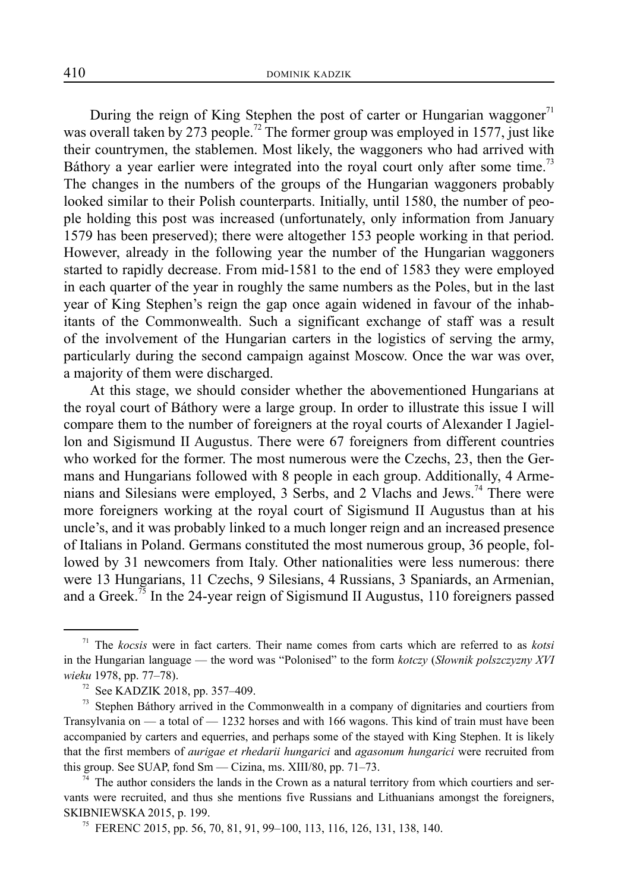During the reign of King Stephen the post of carter or Hungarian waggoner[71] was overall taken by 273 people.[72] The former group was employed in 1577, just like their countrymen, the stablemen. Most likely, the waggoners who had arrived with Báthory a year earlier were integrated into the royal court only after some time.[73] The changes in the numbers of the groups of the Hungarian waggoners probably looked similar to their Polish counterparts. Initially, until 1580, the number of people holding this post was increased (unfortunately, only information from January 1579 has been preserved); there were altogether 153 people working in that period. However, already in the following year the number of the Hungarian waggoners started to rapidly decrease. From mid-1581 to the end of 1583 they were employed in each quarter of the year in roughly the same numbers as the Poles, but in the last year of King Stephen's reign the gap once again widened in favour of the inhabitants of the Commonwealth. Such a significant exchange of staff was a result of the involvement of the Hungarian carters in the logistics of serving the army, particularly during the second campaign against Moscow. Once the war was over, a majority of them were discharged.

At this stage, we should consider whether the abovementioned Hungarians at the royal court of Báthory were a large group. In order to illustrate this issue I will compare them to the number of foreigners at the royal courts of Alexander I Jagiellon and Sigismund II Augustus. There were 67 foreigners from different countries who worked for the former. The most numerous were the Czechs, 23, then the Germans and Hungarians followed with 8 people in each group. Additionally, 4 Armenians and Silesians were employed, 3 Serbs, and 2 Vlachs and Jews.[74] There were more foreigners working at the royal court of Sigismund II Augustus than at his uncle's, and it was probably linked to a much longer reign and an increased presence of Italians in Poland. Germans constituted the most numerous group, 36 people, followed by 31 newcomers from Italy. Other nationalities were less numerous: there were 13 Hungarians, 11 Czechs, 9 Silesians, 4 Russians, 3 Spaniards, an Armenian, and a Greek.[75] In the 24-year reign of Sigismund II Augustus, 110 foreigners passed

---

[71] The *kocsis* were in fact carters. Their name comes from carts which are referred to as *kotsi* in the Hungarian language — the word was "Polonised" to the form *kotczy* (*Słownik polszczyzny XVI wieku* 1978, pp. 77–78).

[72] See KADZIK 2018, pp. 357–409.

[73] Stephen Báthory arrived in the Commonwealth in a company of dignitaries and courtiers from Transylvania on — a total of — 1232 horses and with 166 wagons. This kind of train must have been accompanied by carters and equerries, and perhaps some of the stayed with King Stephen. It is likely that the first members of *aurigae et rhedarii hungarici* and *agasonum hungarici* were recruited from this group. See SUAP, fond Sm — Cizina, ms. XIII/80, pp. 71–73.

[74] The author considers the lands in the Crown as a natural territory from which courtiers and servants were recruited, and thus she mentions five Russians and Lithuanians amongst the foreigners, SKIBNIEWSKA 2015, p. 199.

[75] FERENC 2015, pp. 56, 70, 81, 91, 99–100, 113, 116, 126, 131, 138, 140.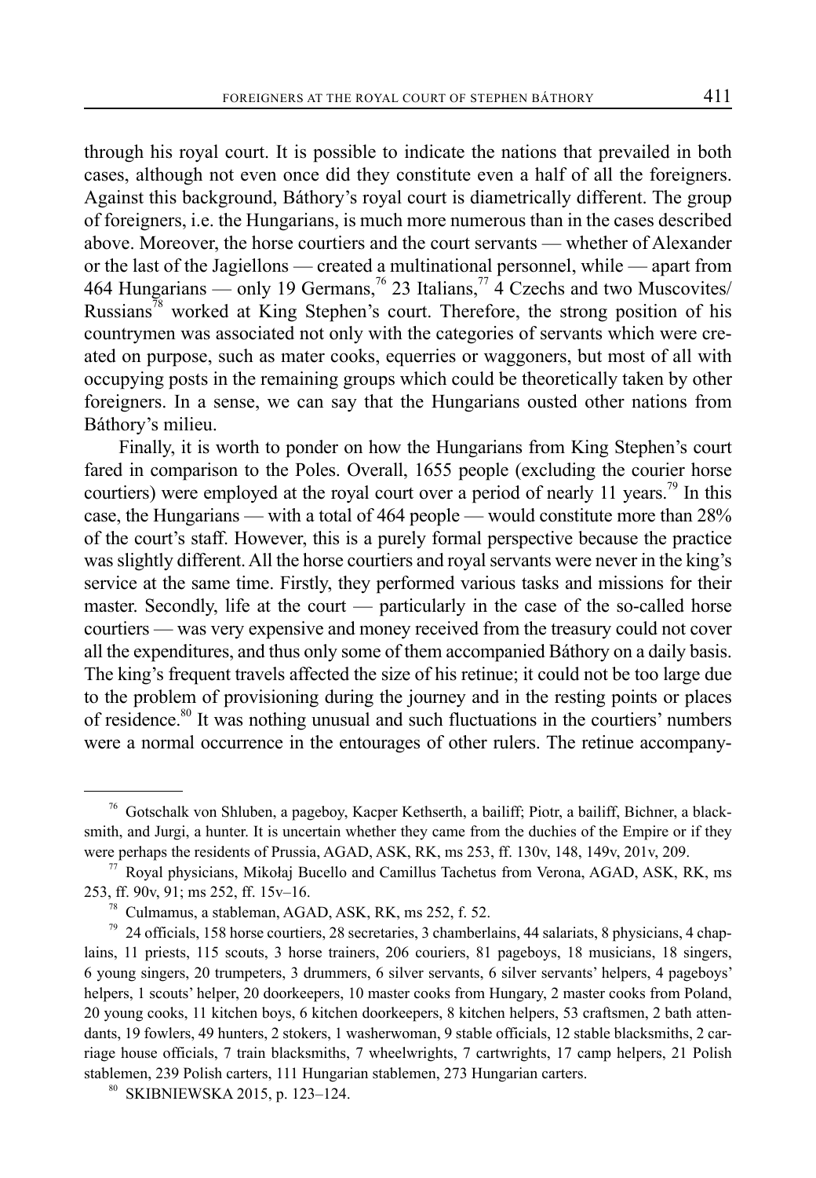through his royal court. It is possible to indicate the nations that prevailed in both cases, although not even once did they constitute even a half of all the foreigners. Against this background, Báthory's royal court is diametrically different. The group of foreigners, i.e. the Hungarians, is much more numerous than in the cases described above. Moreover, the horse courtiers and the court servants — whether of Alexander or the last of the Jagiellons — created a multinational personnel, while — apart from 464 Hungarians — only 19 Germans,[76] 23 Italians,[77] 4 Czechs and two Muscovites/Russians[78] worked at King Stephen's court. Therefore, the strong position of his countrymen was associated not only with the categories of servants which were created on purpose, such as mater cooks, equerries or waggoners, but most of all with occupying posts in the remaining groups which could be theoretically taken by other foreigners. In a sense, we can say that the Hungarians ousted other nations from Báthory's milieu.

Finally, it is worth to ponder on how the Hungarians from King Stephen's court fared in comparison to the Poles. Overall, 1655 people (excluding the courier horse courtiers) were employed at the royal court over a period of nearly 11 years.[79] In this case, the Hungarians — with a total of 464 people — would constitute more than 28% of the court's staff. However, this is a purely formal perspective because the practice was slightly different. All the horse courtiers and royal servants were never in the king's service at the same time. Firstly, they performed various tasks and missions for their master. Secondly, life at the court — particularly in the case of the so-called horse courtiers — was very expensive and money received from the treasury could not cover all the expenditures, and thus only some of them accompanied Báthory on a daily basis. The king's frequent travels affected the size of his retinue; it could not be too large due to the problem of provisioning during the journey and in the resting points or places of residence.[80] It was nothing unusual and such fluctuations in the courtiers' numbers were a normal occurrence in the entourages of other rulers. The retinue accompany-

---

[76] Gotschalk von Shluben, a pageboy, Kacper Kethserth, a bailiff; Piotr, a bailiff, Bichner, a blacksmith, and Jurgi, a hunter. It is uncertain whether they came from the duchies of the Empire or if they were perhaps the residents of Prussia, AGAD, ASK, RK, ms 253, ff. 130v, 148, 149v, 201v, 209.

[77] Royal physicians, Mikołaj Bucello and Camillus Tachetus from Verona, AGAD, ASK, RK, ms 253, ff. 90v, 91; ms 252, ff. 15v–16.

[78] Culmamus, a stableman, AGAD, ASK, RK, ms 252, f. 52.

[79] 24 officials, 158 horse courtiers, 28 secretaries, 3 chamberlains, 44 salariats, 8 physicians, 4 chaplains, 11 priests, 115 scouts, 3 horse trainers, 206 couriers, 81 pageboys, 18 musicians, 18 singers, 6 young singers, 20 trumpeters, 3 drummers, 6 silver servants, 6 silver servants' helpers, 4 pageboys' helpers, 1 scouts' helper, 20 doorkeepers, 10 master cooks from Hungary, 2 master cooks from Poland, 20 young cooks, 11 kitchen boys, 6 kitchen doorkeepers, 8 kitchen helpers, 53 craftsmen, 2 bath attendants, 19 fowlers, 49 hunters, 2 stokers, 1 washerwoman, 9 stable officials, 12 stable blacksmiths, 2 carriage house officials, 7 train blacksmiths, 7 wheelwrights, 7 cartwrights, 17 camp helpers, 21 Polish stablemen, 239 Polish carters, 111 Hungarian stablemen, 273 Hungarian carters.

[80] SKIBNIEWSKA 2015, p. 123–124.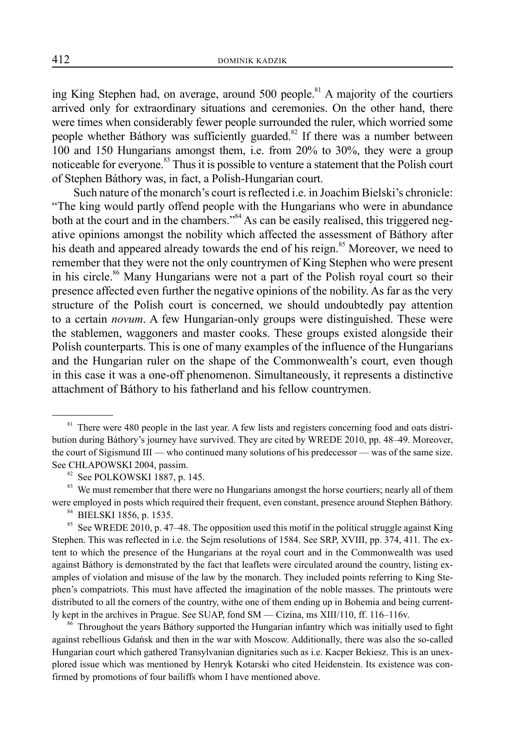ing King Stephen had, on average, around 500 people.[81] A majority of the courtiers arrived only for extraordinary situations and ceremonies. On the other hand, there were times when considerably fewer people surrounded the ruler, which worried some people whether Báthory was sufficiently guarded.[82] If there was a number between 100 and 150 Hungarians amongst them, i.e. from 20% to 30%, they were a group noticeable for everyone.[83] Thus it is possible to venture a statement that the Polish court of Stephen Báthory was, in fact, a Polish-Hungarian court.

Such nature of the monarch's court is reflected i.e. in Joachim Bielski's chronicle: "The king would partly offend people with the Hungarians who were in abundance both at the court and in the chambers."[84] As can be easily realised, this triggered negative opinions amongst the nobility which affected the assessment of Báthory after his death and appeared already towards the end of his reign.[85] Moreover, we need to remember that they were not the only countrymen of King Stephen who were present in his circle.[86] Many Hungarians were not a part of the Polish royal court so their presence affected even further the negative opinions of the nobility. As far as the very structure of the Polish court is concerned, we should undoubtedly pay attention to a certain *novum*. A few Hungarian-only groups were distinguished. These were the stablemen, waggoners and master cooks. These groups existed alongside their Polish counterparts. This is one of many examples of the influence of the Hungarians and the Hungarian ruler on the shape of the Commonwealth's court, even though in this case it was a one-off phenomenon. Simultaneously, it represents a distinctive attachment of Báthory to his fatherland and his fellow countrymen.

---

[81] There were 480 people in the last year. A few lists and registers concerning food and oats distribution during Báthory's journey have survived. They are cited by WREDE 2010, pp. 48–49. Moreover, the court of Sigismund III — who continued many solutions of his predecessor — was of the same size. See CHŁAPOWSKI 2004, passim.

[82] See POLKOWSKI 1887, p. 145.

[83] We must remember that there were no Hungarians amongst the horse courtiers; nearly all of them were employed in posts which required their frequent, even constant, presence around Stephen Báthory.

[84] BIELSKI 1856, p. 1535.

[85] See WREDE 2010, p. 47–48. The opposition used this motif in the political struggle against King Stephen. This was reflected in i.e. the Sejm resolutions of 1584. See SRP, XVIII, pp. 374, 411. The extent to which the presence of the Hungarians at the royal court and in the Commonwealth was used against Báthory is demonstrated by the fact that leaflets were circulated around the country, listing examples of violation and misuse of the law by the monarch. They included points referring to King Stephen's compatriots. This must have affected the imagination of the noble masses. The printouts were distributed to all the corners of the country, withe one of them ending up in Bohemia and being currently kept in the archives in Prague. See SUAP, fond SM — Cizina, ms XIII/110, ff. 116–116v.

[86] Throughout the years Báthory supported the Hungarian infantry which was initially used to fight against rebellious Gdańsk and then in the war with Moscow. Additionally, there was also the so-called Hungarian court which gathered Transylvanian dignitaries such as i.e. Kacper Bekiesz. This is an unexplored issue which was mentioned by Henryk Kotarski who cited Heidenstein. Its existence was confirmed by promotions of four bailiffs whom I have mentioned above.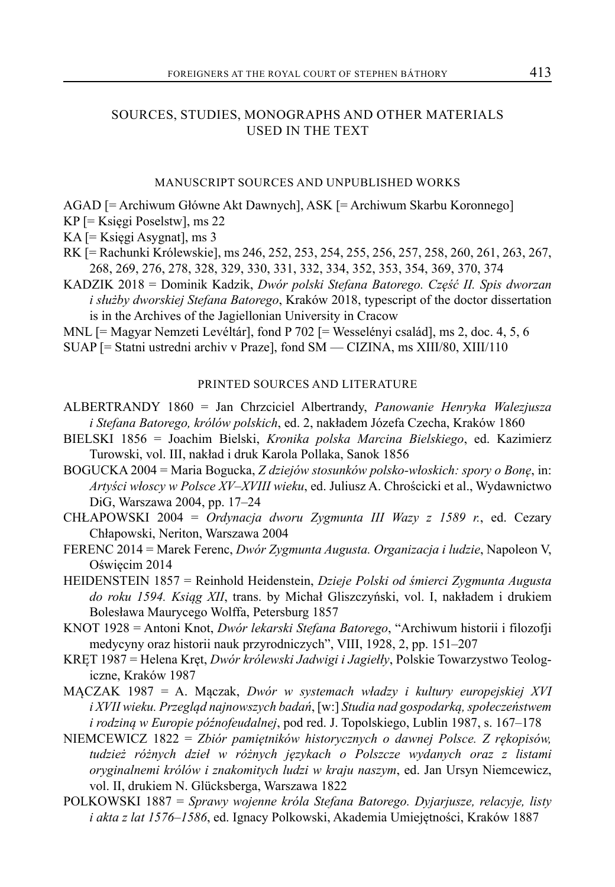## SOURCES, STUDIES, MONOGRAPHS AND OTHER MATERIALS USED IN THE TEXT

### MANUSCRIPT SOURCES AND UNPUBLISHED WORKS

AGAD [= Archiwum Główne Akt Dawnych], ASK [= Archiwum Skarbu Koronnego]

KP [= Księgi Poselstw], ms 22

KA [= Księgi Asygnat], ms 3

RK [= Rachunki Królewskie], ms 246, 252, 253, 254, 255, 256, 257, 258, 260, 261, 263, 267, 268, 269, 276, 278, 328, 329, 330, 331, 332, 334, 352, 353, 354, 369, 370, 374

KADZIK 2018 = Dominik Kadzik, *Dwór polski Stefana Batorego. Część II. Spis dworzan i służby dworskiej Stefana Batorego*, Kraków 2018, typescript of the doctor dissertation is in the Archives of the Jagiellonian University in Cracow

MNL [= Magyar Nemzeti Levéltár], fond P 702 [= Wesselényi család], ms 2, doc. 4, 5, 6

SUAP [= Statni ustredni archiv v Praze], fond SM — CIZINA, ms XIII/80, XIII/110

### PRINTED SOURCES AND LITERATURE

ALBERTRANDY 1860 = Jan Chrzciciel Albertrandy, *Panowanie Henryka Walezjusza i Stefana Batorego, królów polskich*, ed. 2, nakładem Józefa Czecha, Kraków 1860

BIELSKI 1856 = Joachim Bielski, *Kronika polska Marcina Bielskiego*, ed. Kazimierz Turowski, vol. III, nakład i druk Karola Pollaka, Sanok 1856

BOGUCKA 2004 = Maria Bogucka, *Z dziejów stosunków polsko-włoskich: spory o Bonę*, in: *Artyści włoscy w Polsce XV–XVIII wieku*, ed. Juliusz A. Chrościcki et al., Wydawnictwo DiG, Warszawa 2004, pp. 17–24

CHŁAPOWSKI 2004 = *Ordynacja dworu Zygmunta III Wazy z 1589 r.*, ed. Cezary Chłapowski, Neriton, Warszawa 2004

FERENC 2014 = Marek Ferenc, *Dwór Zygmunta Augusta. Organizacja i ludzie*, Napoleon V, Oświęcim 2014

HEIDENSTEIN 1857 = Reinhold Heidenstein, *Dzieje Polski od śmierci Zygmunta Augusta do roku 1594. Ksiąg XII*, trans. by Michał Gliszczyński, vol. I, nakładem i drukiem Bolesława Maurycego Wolffa, Petersburg 1857

KNOT 1928 = Antoni Knot, *Dwór lekarski Stefana Batorego*, "Archiwum historii i filozofji medycyny oraz historii nauk przyrodniczych", VIII, 1928, 2, pp. 151–207

KRĘT 1987 = Helena Kręt, *Dwór królewski Jadwigi i Jagiełły*, Polskie Towarzystwo Teologiczne, Kraków 1987

MĄCZAK 1987 = A. Mączak, *Dwór w systemach władzy i kultury europejskiej XVI i XVII wieku. Przegląd najnowszych badań*, [w:] *Studia nad gospodarką, społeczeństwem i rodziną w Europie późnofeudalnej*, pod red. J. Topolskiego, Lublin 1987, s. 167–178

NIEMCEWICZ 1822 = *Zbiór pamiętników historycznych o dawnej Polsce. Z rękopisów, tudzież różnych dzieł w różnych językach o Polszcze wydanych oraz z listami oryginalnemi królów i znakomitych ludzi w kraju naszym*, ed. Jan Ursyn Niemcewicz, vol. II, drukiem N. Glücksberga, Warszawa 1822

POLKOWSKI 1887 = *Sprawy wojenne króla Stefana Batorego. Dyjarjusze, relacyje, listy i akta z lat 1576–1586*, ed. Ignacy Polkowski, Akademia Umiejętności, Kraków 1887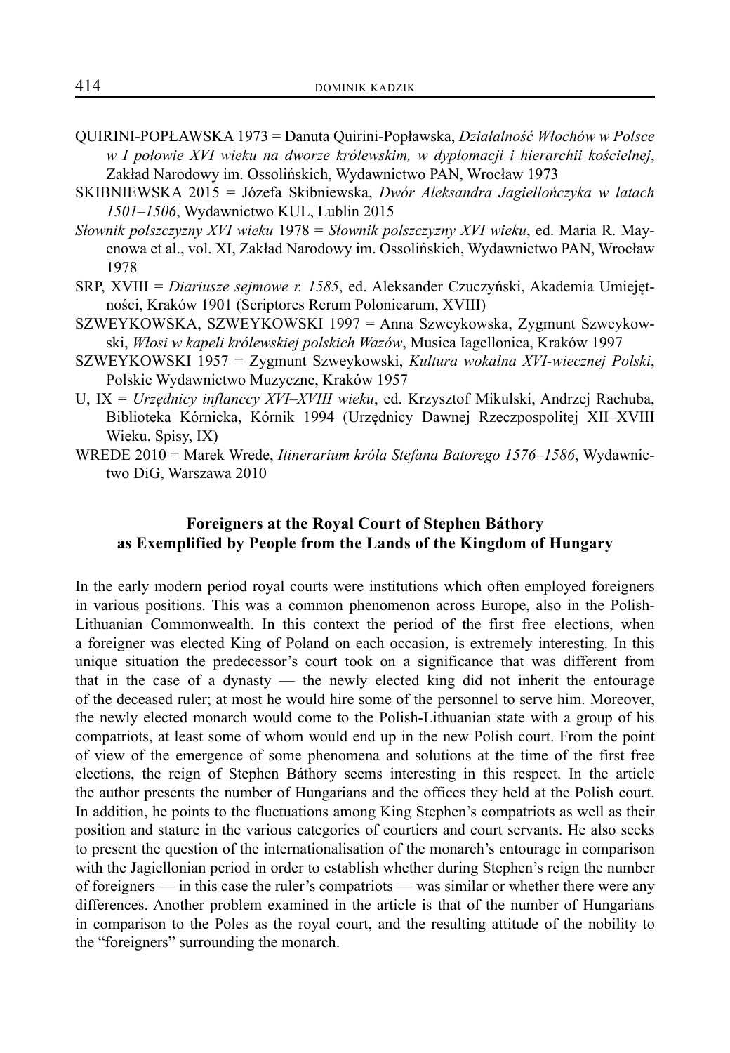QUIRINI-POPŁAWSKA 1973 = Danuta Quirini-Popławska, *Działalność Włochów w Polsce w I połowie XVI wieku na dworze królewskim, w dyplomacji i hierarchii kościelnej*, Zakład Narodowy im. Ossolińskich, Wydawnictwo PAN, Wrocław 1973

SKIBNIEWSKA 2015 = Józefa Skibniewska, *Dwór Aleksandra Jagiellończyka w latach 1501–1506*, Wydawnictwo KUL, Lublin 2015

*Słownik polszczyzny XVI wieku* 1978 = *Słownik polszczyzny XVI wieku*, ed. Maria R. Mayenowa et al., vol. XI, Zakład Narodowy im. Ossolińskich, Wydawnictwo PAN, Wrocław 1978

SRP, XVIII = *Diariusze sejmowe r. 1585*, ed. Aleksander Czuczyński, Akademia Umiejętności, Kraków 1901 (Scriptores Rerum Polonicarum, XVIII)

SZWEYKOWSKA, SZWEYKOWSKI 1997 = Anna Szweykowska, Zygmunt Szweykowski, *Włosi w kapeli królewskiej polskich Wazów*, Musica Iagellonica, Kraków 1997

SZWEYKOWSKI 1957 = Zygmunt Szweykowski, *Kultura wokalna XVI-wiecznej Polski*, Polskie Wydawnictwo Muzyczne, Kraków 1957

U, IX = *Urzędnicy inflanccy XVI–XVIII wieku*, ed. Krzysztof Mikulski, Andrzej Rachuba, Biblioteka Kórnicka, Kórnik 1994 (Urzędnicy Dawnej Rzeczpospolitej XII–XVIII Wieku. Spisy, IX)

WREDE 2010 = Marek Wrede, *Itinerarium króla Stefana Batorego 1576–1586*, Wydawnictwo DiG, Warszawa 2010

## Foreigners at the Royal Court of Stephen Báthory as Exemplified by People from the Lands of the Kingdom of Hungary

In the early modern period royal courts were institutions which often employed foreigners in various positions. This was a common phenomenon across Europe, also in the Polish-Lithuanian Commonwealth. In this context the period of the first free elections, when a foreigner was elected King of Poland on each occasion, is extremely interesting. In this unique situation the predecessor's court took on a significance that was different from that in the case of a dynasty — the newly elected king did not inherit the entourage of the deceased ruler; at most he would hire some of the personnel to serve him. Moreover, the newly elected monarch would come to the Polish-Lithuanian state with a group of his compatriots, at least some of whom would end up in the new Polish court. From the point of view of the emergence of some phenomena and solutions at the time of the first free elections, the reign of Stephen Báthory seems interesting in this respect. In the article the author presents the number of Hungarians and the offices they held at the Polish court. In addition, he points to the fluctuations among King Stephen's compatriots as well as their position and stature in the various categories of courtiers and court servants. He also seeks to present the question of the internationalisation of the monarch's entourage in comparison with the Jagiellonian period in order to establish whether during Stephen's reign the number of foreigners — in this case the ruler's compatriots — was similar or whether there were any differences. Another problem examined in the article is that of the number of Hungarians in comparison to the Poles as the royal court, and the resulting attitude of the nobility to the "foreigners" surrounding the monarch.